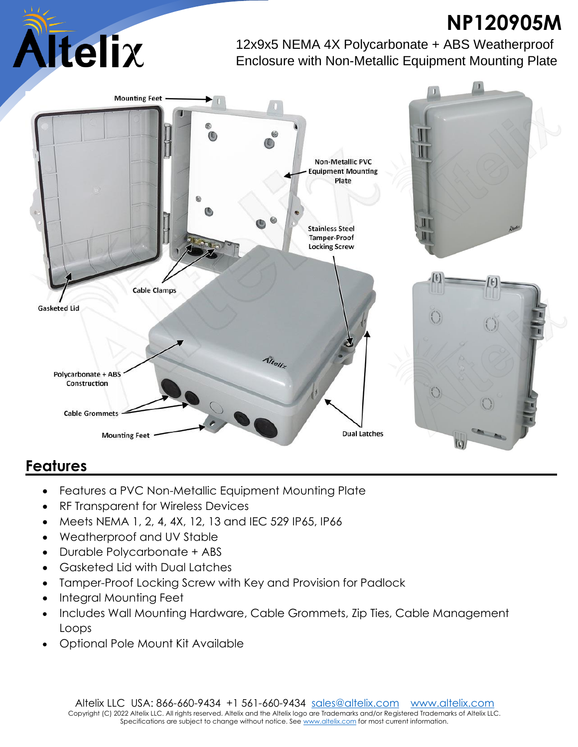# NP120905M

12x9x5 NEMA 4X Polycarbonate + ABS Weatherproof Enclosure with Non-Metallic Equipment Mounting Plate

Mounting Feet

Non-Metallic PVC Equipment Mounting Plate

Stainless Steel Tamper-Proof Locking Screw

Cable Clamps

Gasketed Lid

Polycarbonate + ABS Construction

Cable Grommets

Mounting Feet

Dual Latches

## Features

- Features a PVC Non-Metallic Equipment Mounting Plate
- RF Transparent for Wireless Devices
- Meets NEMA 1, 2, 4, 4X, 12, 13 and IEC 529 IP65, IP66
- Weatherproof and UV Stable
- Durable Polycarbonate + ABS
- Gasketed Lid with Dual Latches
- Tamper-Proof Locking Screw with Key and Provision for Padlock
- Integral Mounting Feet
- Includes Wall Mounting Hardware, Cable Grommets, Zip Ties, Cable Management Loops
- Optional Pole Mount Kit Available

Altelix LLC USA: 866-660-9434 +1 561-660-9434 sales@altelix.com www.altelix.com
Copyright (C) 2022 Altelix LLC. All rights reserved. Altelix and the Altelix logo are Trademarks and/or Registered Trademarks of Altelix LLC.
Specifications are subject to change without notice. See www.altelix.com for most current information.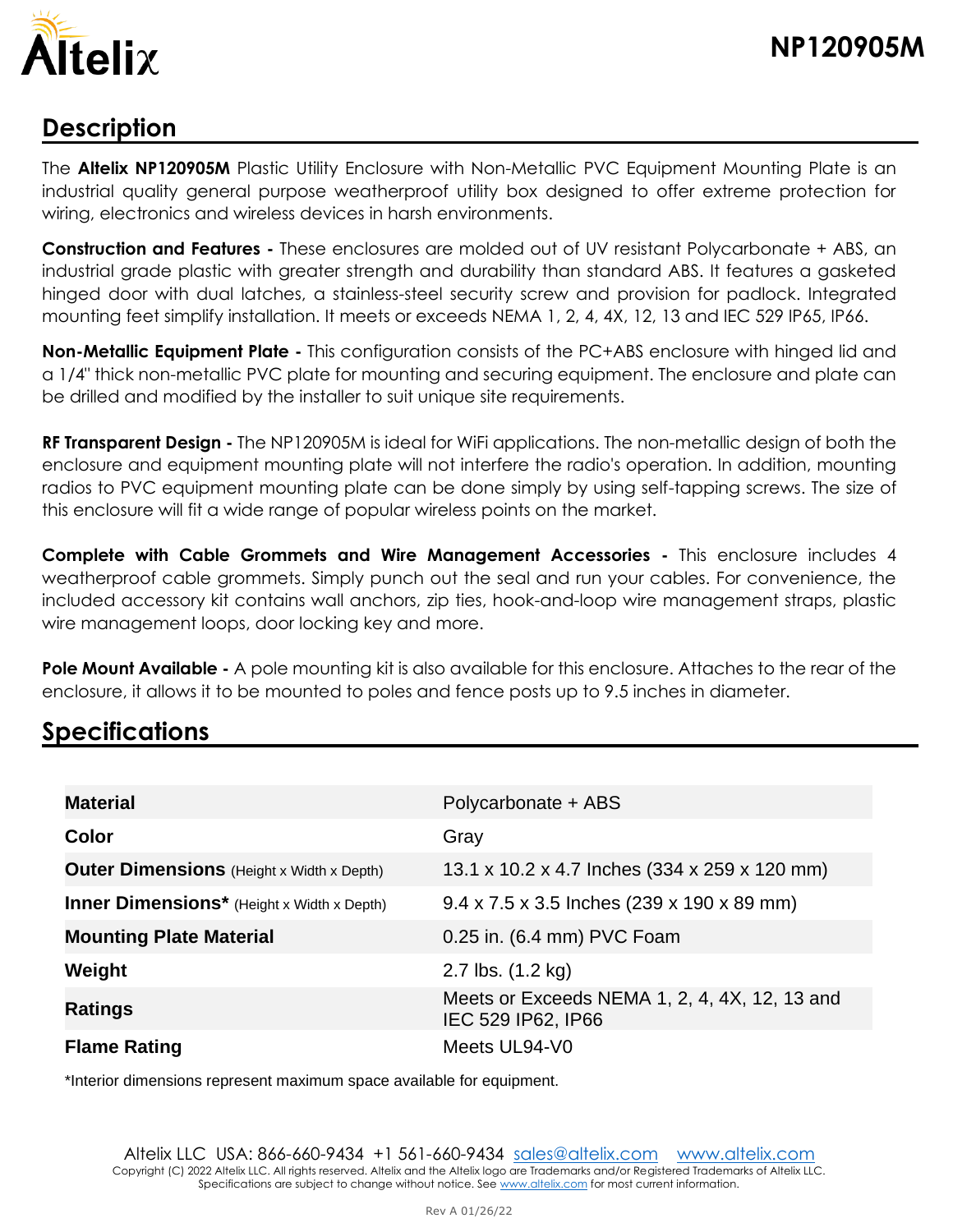# NP120905M

## Description

The **Altelix NP120905M** Plastic Utility Enclosure with Non-Metallic PVC Equipment Mounting Plate is an industrial quality general purpose weatherproof utility box designed to offer extreme protection for wiring, electronics and wireless devices in harsh environments.

**Construction and Features -** These enclosures are molded out of UV resistant Polycarbonate + ABS, an industrial grade plastic with greater strength and durability than standard ABS. It features a gasketed hinged door with dual latches, a stainless-steel security screw and provision for padlock. Integrated mounting feet simplify installation. It meets or exceeds NEMA 1, 2, 4, 4X, 12, 13 and IEC 529 IP65, IP66.

**Non-Metallic Equipment Plate -** This configuration consists of the PC+ABS enclosure with hinged lid and a 1/4" thick non-metallic PVC plate for mounting and securing equipment. The enclosure and plate can be drilled and modified by the installer to suit unique site requirements.

**RF Transparent Design -** The NP120905M is ideal for WiFi applications. The non-metallic design of both the enclosure and equipment mounting plate will not interfere the radio's operation. In addition, mounting radios to PVC equipment mounting plate can be done simply by using self-tapping screws. The size of this enclosure will fit a wide range of popular wireless points on the market.

**Complete with Cable Grommets and Wire Management Accessories -** This enclosure includes 4 weatherproof cable grommets. Simply punch out the seal and run your cables. For convenience, the included accessory kit contains wall anchors, zip ties, hook-and-loop wire management straps, plastic wire management loops, door locking key and more.

**Pole Mount Available -** A pole mounting kit is also available for this enclosure. Attaches to the rear of the enclosure, it allows it to be mounted to poles and fence posts up to 9.5 inches in diameter.

## Specifications

| | |
|---|---|
| **Material** | Polycarbonate + ABS |
| **Color** | Gray |
| **Outer Dimensions** (Height x Width x Depth) | 13.1 x 10.2 x 4.7 Inches (334 x 259 x 120 mm) |
| **Inner Dimensions*** (Height x Width x Depth) | 9.4 x 7.5 x 3.5 Inches (239 x 190 x 89 mm) |
| **Mounting Plate Material** | 0.25 in. (6.4 mm) PVC Foam |
| **Weight** | 2.7 lbs. (1.2 kg) |
| **Ratings** | Meets or Exceeds NEMA 1, 2, 4, 4X, 12, 13 and IEC 529 IP62, IP66 |
| **Flame Rating** | Meets UL94-V0 |

*Interior dimensions represent maximum space available for equipment.

Altelix LLC USA: 866-660-9434 +1 561-660-9434 sales@altelix.com www.altelix.com
Copyright (C) 2022 Altelix LLC. All rights reserved. Altelix and the Altelix logo are Trademarks and/or Registered Trademarks of Altelix LLC.
Specifications are subject to change without notice. See www.altelix.com for most current information.

Rev A 01/26/22